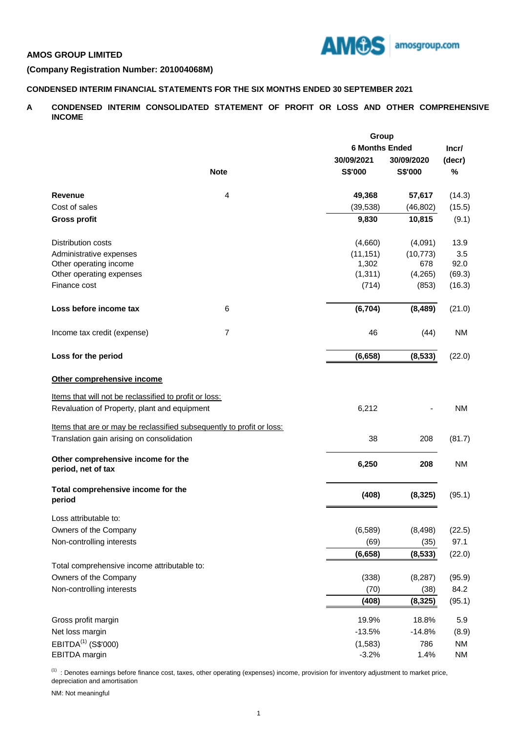**AMOS GROUP LIMITED**

**(Company Registration Number: 201004068M)**

**CONDENSED INTERIM FINANCIAL STATEMENTS FOR THE SIX MONTHS ENDED 30 SEPTEMBER 2021**

**A CONDENSED INTERIM CONSOLIDATED STATEMENT OF PROFIT OR LOSS AND OTHER COMPREHENSIVE INCOME**

| | Note | Group | | Incr/ |
|---|---|---|---|---|
| | | 6 Months Ended | | (decr) |
| | | 30/09/2021 | 30/09/2020 | |
| | | S$'000 | S$'000 | % |
| **Revenue** | 4 | **49,368** | **57,617** | (14.3) |
| Cost of sales | | (39,538) | (46,802) | (15.5) |
| **Gross profit** | | **9,830** | **10,815** | (9.1) |
| Distribution costs | | (4,660) | (4,091) | 13.9 |
| Administrative expenses | | (11,151) | (10,773) | 3.5 |
| Other operating income | | 1,302 | 678 | 92.0 |
| Other operating expenses | | (1,311) | (4,265) | (69.3) |
| Finance cost | | (714) | (853) | (16.3) |
| **Loss before income tax** | 6 | **(6,704)** | **(8,489)** | (21.0) |
| Income tax credit (expense) | 7 | 46 | (44) | NM |
| **Loss for the period** | | **(6,658)** | **(8,533)** | (22.0) |
| **Other comprehensive income** | | | | |
| Items that will not be reclassified to profit or loss: | | | | |
| Revaluation of Property, plant and equipment | | 6,212 | - | NM |
| Items that are or may be reclassified subsequently to profit or loss: | | | | |
| Translation gain arising on consolidation | | 38 | 208 | (81.7) |
| **Other comprehensive income for the period, net of tax** | | **6,250** | **208** | NM |
| **Total comprehensive income for the period** | | **(408)** | **(8,325)** | (95.1) |
| Loss attributable to: | | | | |
| Owners of the Company | | (6,589) | (8,498) | (22.5) |
| Non-controlling interests | | (69) | (35) | 97.1 |
| | | **(6,658)** | **(8,533)** | (22.0) |
| Total comprehensive income attributable to: | | | | |
| Owners of the Company | | (338) | (8,287) | (95.9) |
| Non-controlling interests | | (70) | (38) | 84.2 |
| | | **(408)** | **(8,325)** | (95.1) |
| Gross profit margin | | 19.9% | 18.8% | 5.9 |
| Net loss margin | | -13.5% | -14.8% | (8.9) |
| EBITDA[1] (S$'000) | | (1,583) | 786 | NM |
| EBITDA margin | | -3.2% | 1.4% | NM |

[1] : Denotes earnings before finance cost, taxes, other operating (expenses) income, provision for inventory adjustment to market price, depreciation and amortisation

NM: Not meaningful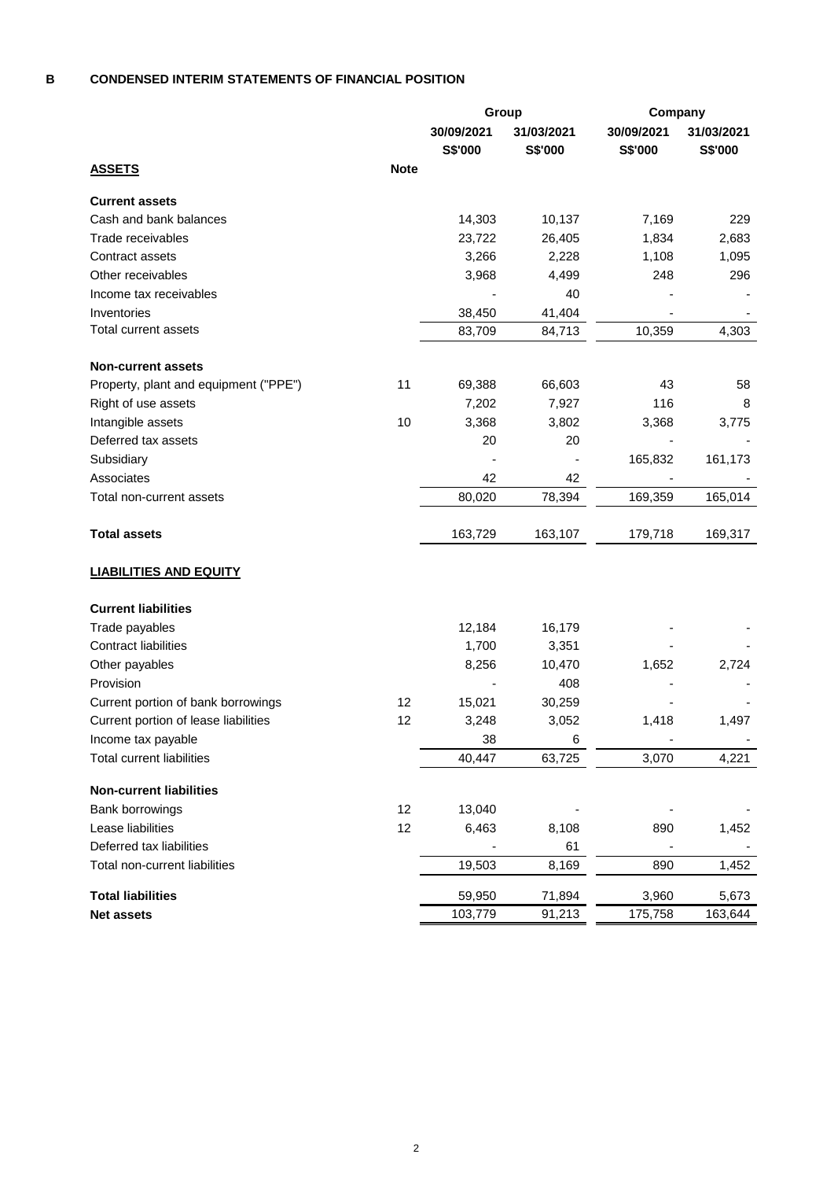## B CONDENSED INTERIM STATEMENTS OF FINANCIAL POSITION

| | | Group | | Company | |
|---|---|---|---|---|---|
| | | 30/09/2021 | 31/03/2021 | 30/09/2021 | 31/03/2021 |
| | | S$'000 | S$'000 | S$'000 | S$'000 |
| **ASSETS** | **Note** | | | | |
| **Current assets** | | | | | |
| Cash and bank balances | | 14,303 | 10,137 | 7,169 | 229 |
| Trade receivables | | 23,722 | 26,405 | 1,834 | 2,683 |
| Contract assets | | 3,266 | 2,228 | 1,108 | 1,095 |
| Other receivables | | 3,968 | 4,499 | 248 | 296 |
| Income tax receivables | | - | 40 | - | - |
| Inventories | | 38,450 | 41,404 | - | - |
| Total current assets | | 83,709 | 84,713 | 10,359 | 4,303 |
| **Non-current assets** | | | | | |
| Property, plant and equipment ("PPE") | 11 | 69,388 | 66,603 | 43 | 58 |
| Right of use assets | | 7,202 | 7,927 | 116 | 8 |
| Intangible assets | 10 | 3,368 | 3,802 | 3,368 | 3,775 |
| Deferred tax assets | | 20 | 20 | - | - |
| Subsidiary | | - | - | 165,832 | 161,173 |
| Associates | | 42 | 42 | - | - |
| Total non-current assets | | 80,020 | 78,394 | 169,359 | 165,014 |
| **Total assets** | | 163,729 | 163,107 | 179,718 | 169,317 |
| **LIABILITIES AND EQUITY** | | | | | |
| **Current liabilities** | | | | | |
| Trade payables | | 12,184 | 16,179 | - | - |
| Contract liabilities | | 1,700 | 3,351 | - | - |
| Other payables | | 8,256 | 10,470 | 1,652 | 2,724 |
| Provision | | - | 408 | - | - |
| Current portion of bank borrowings | 12 | 15,021 | 30,259 | - | - |
| Current portion of lease liabilities | 12 | 3,248 | 3,052 | 1,418 | 1,497 |
| Income tax payable | | 38 | 6 | - | - |
| Total current liabilities | | 40,447 | 63,725 | 3,070 | 4,221 |
| **Non-current liabilities** | | | | | |
| Bank borrowings | 12 | 13,040 | - | - | - |
| Lease liabilities | 12 | 6,463 | 8,108 | 890 | 1,452 |
| Deferred tax liabilities | | - | 61 | - | - |
| Total non-current liabilities | | 19,503 | 8,169 | 890 | 1,452 |
| **Total liabilities** | | 59,950 | 71,894 | 3,960 | 5,673 |
| **Net assets** | | 103,779 | 91,213 | 175,758 | 163,644 |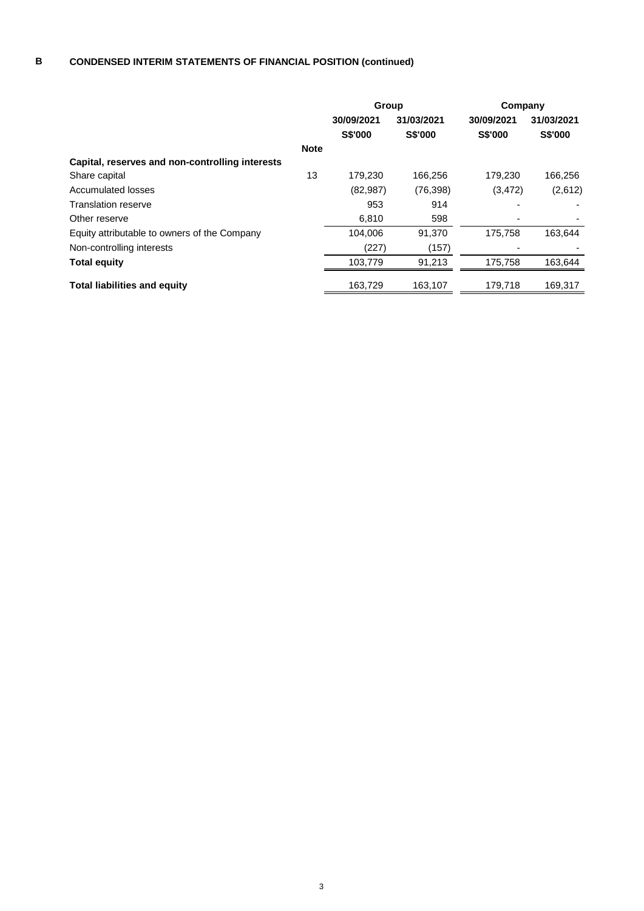## B CONDENSED INTERIM STATEMENTS OF FINANCIAL POSITION (continued)

| | | Group | | Company | |
|---|---|---|---|---|---|
| | | 30/09/2021 | 31/03/2021 | 30/09/2021 | 31/03/2021 |
| | | S$'000 | S$'000 | S$'000 | S$'000 |
| | **Note** | | | | |
| **Capital, reserves and non-controlling interests** | | | | | |
| Share capital | 13 | 179,230 | 166,256 | 179,230 | 166,256 |
| Accumulated losses | | (82,987) | (76,398) | (3,472) | (2,612) |
| Translation reserve | | 953 | 914 | - | - |
| Other reserve | | 6,810 | 598 | - | - |
| Equity attributable to owners of the Company | | 104,006 | 91,370 | 175,758 | 163,644 |
| Non-controlling interests | | (227) | (157) | - | - |
| **Total equity** | | 103,779 | 91,213 | 175,758 | 163,644 |
| **Total liabilities and equity** | | 163,729 | 163,107 | 179,718 | 169,317 |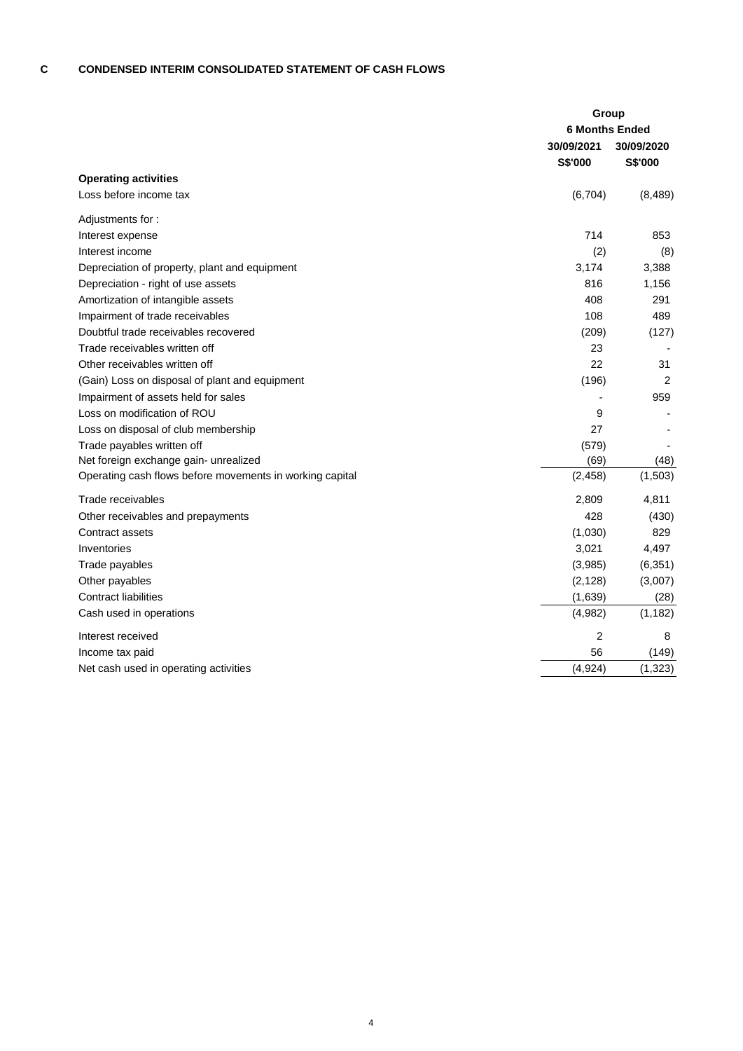## C CONDENSED INTERIM CONSOLIDATED STATEMENT OF CASH FLOWS

| | Group | |
|---|---|---|
| | 6 Months Ended | |
| | 30/09/2021 | 30/09/2020 |
| | S$'000 | S$'000 |
| **Operating activities** | | |
| Loss before income tax | (6,704) | (8,489) |
| Adjustments for : | | |
| Interest expense | 714 | 853 |
| Interest income | (2) | (8) |
| Depreciation of property, plant and equipment | 3,174 | 3,388 |
| Depreciation - right of use assets | 816 | 1,156 |
| Amortization of intangible assets | 408 | 291 |
| Impairment of trade receivables | 108 | 489 |
| Doubtful trade receivables recovered | (209) | (127) |
| Trade receivables written off | 23 | - |
| Other receivables written off | 22 | 31 |
| (Gain) Loss on disposal of plant and equipment | (196) | 2 |
| Impairment of assets held for sales | - | 959 |
| Loss on modification of ROU | 9 | - |
| Loss on disposal of club membership | 27 | - |
| Trade payables written off | (579) | - |
| Net foreign exchange gain- unrealized | (69) | (48) |
| Operating cash flows before movements in working capital | (2,458) | (1,503) |
| Trade receivables | 2,809 | 4,811 |
| Other receivables and prepayments | 428 | (430) |
| Contract assets | (1,030) | 829 |
| Inventories | 3,021 | 4,497 |
| Trade payables | (3,985) | (6,351) |
| Other payables | (2,128) | (3,007) |
| Contract liabilities | (1,639) | (28) |
| Cash used in operations | (4,982) | (1,182) |
| Interest received | 2 | 8 |
| Income tax paid | 56 | (149) |
| Net cash used in operating activities | (4,924) | (1,323) |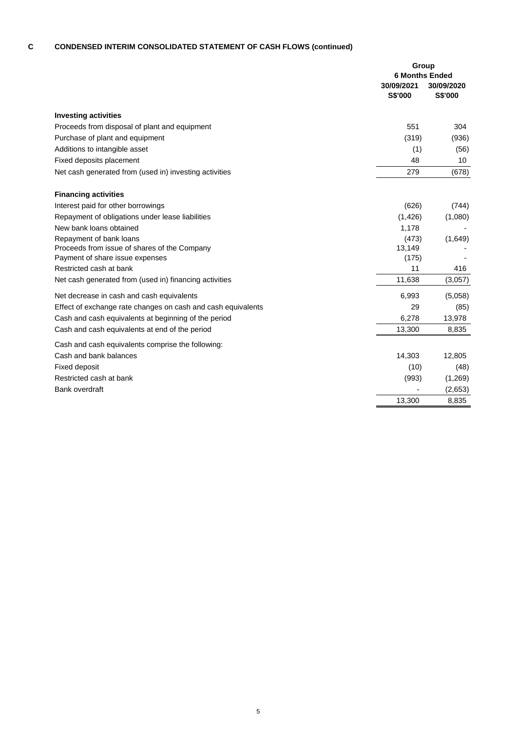## C CONDENSED INTERIM CONSOLIDATED STATEMENT OF CASH FLOWS (continued)

| | Group | |
|---|---|---|
| | 6 Months Ended | |
| | 30/09/2021 | 30/09/2020 |
| | S$'000 | S$'000 |
| **Investing activities** | | |
| Proceeds from disposal of plant and equipment | 551 | 304 |
| Purchase of plant and equipment | (319) | (936) |
| Additions to intangible asset | (1) | (56) |
| Fixed deposits placement | 48 | 10 |
| Net cash generated from (used in) investing activities | 279 | (678) |
| **Financing activities** | | |
| Interest paid for other borrowings | (626) | (744) |
| Repayment of obligations under lease liabilities | (1,426) | (1,080) |
| New bank loans obtained | 1,178 | - |
| Repayment of bank loans | (473) | (1,649) |
| Proceeds from issue of shares of the Company | 13,149 | - |
| Payment of share issue expenses | (175) | - |
| Restricted cash at bank | 11 | 416 |
| Net cash generated from (used in) financing activities | 11,638 | (3,057) |
| Net decrease in cash and cash equivalents | 6,993 | (5,058) |
| Effect of exchange rate changes on cash and cash equivalents | 29 | (85) |
| Cash and cash equivalents at beginning of the period | 6,278 | 13,978 |
| Cash and cash equivalents at end of the period | 13,300 | 8,835 |
| Cash and cash equivalents comprise the following: | | |
| Cash and bank balances | 14,303 | 12,805 |
| Fixed deposit | (10) | (48) |
| Restricted cash at bank | (993) | (1,269) |
| Bank overdraft | - | (2,653) |
| | 13,300 | 8,835 |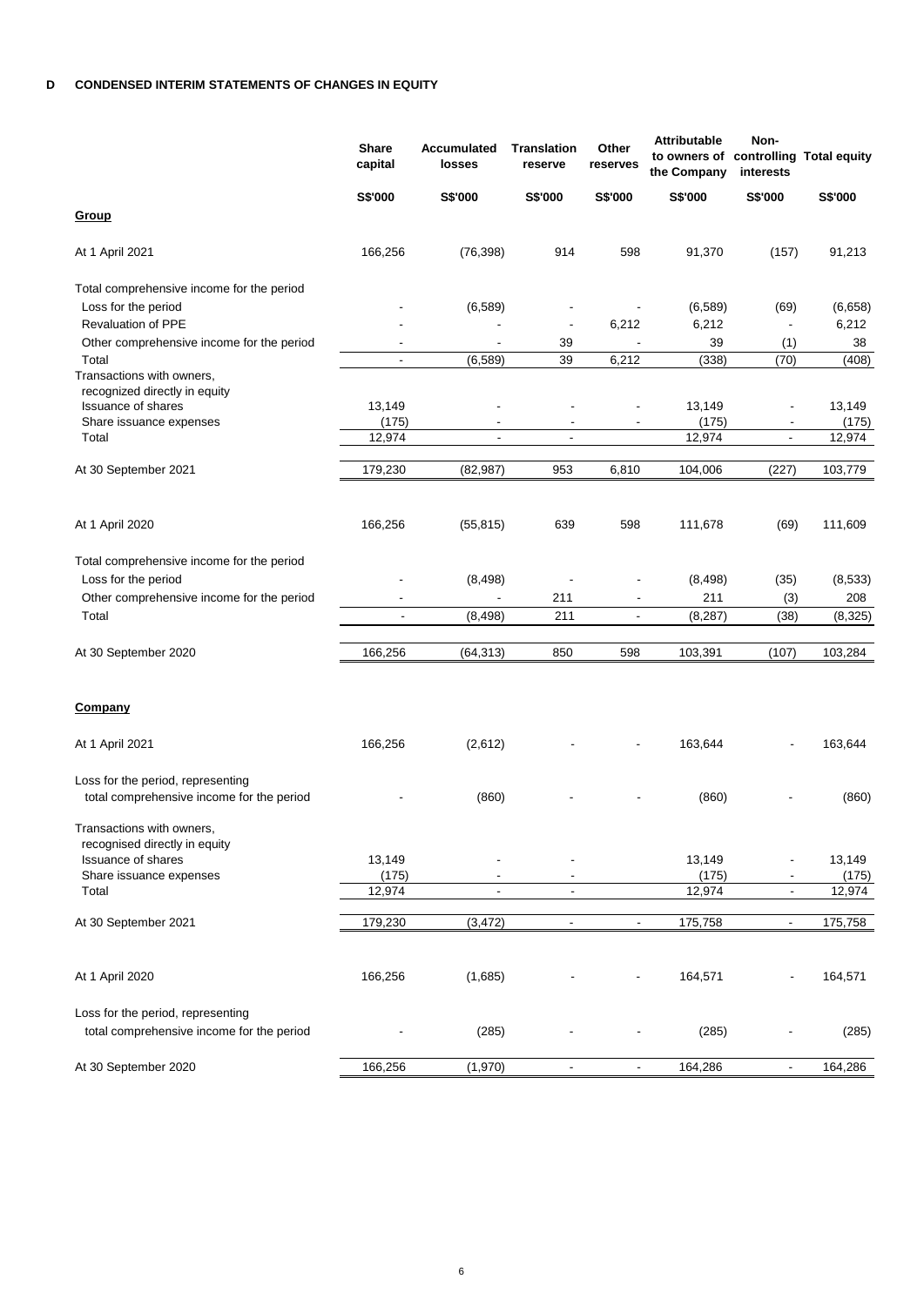## D CONDENSED INTERIM STATEMENTS OF CHANGES IN EQUITY

| | Share capital | Accumulated losses | Translation reserve | Other reserves | Attributable to owners of the Company | Non-controlling interests | Total equity |
|---|---|---|---|---|---|---|---|
| | S$'000 | S$'000 | S$'000 | S$'000 | S$'000 | S$'000 | S$'000 |
| **Group** | | | | | | | |
| At 1 April 2021 | 166,256 | (76,398) | 914 | 598 | 91,370 | (157) | 91,213 |
| Total comprehensive income for the period | | | | | | | |
| Loss for the period | - | (6,589) | - | - | (6,589) | (69) | (6,658) |
| Revaluation of PPE | - | - | - | 6,212 | 6,212 | - | 6,212 |
| Other comprehensive income for the period | - | - | 39 | - | 39 | (1) | 38 |
| Total | - | (6,589) | 39 | 6,212 | (338) | (70) | (408) |
| Transactions with owners, recognized directly in equity | | | | | | | |
| Issuance of shares | 13,149 | - | - | - | 13,149 | - | 13,149 |
| Share issuance expenses | (175) | - | - | - | (175) | - | (175) |
| Total | 12,974 | - | - | | 12,974 | - | 12,974 |
| At 30 September 2021 | 179,230 | (82,987) | 953 | 6,810 | 104,006 | (227) | 103,779 |
| At 1 April 2020 | 166,256 | (55,815) | 639 | 598 | 111,678 | (69) | 111,609 |
| Total comprehensive income for the period | | | | | | | |
| Loss for the period | - | (8,498) | - | - | (8,498) | (35) | (8,533) |
| Other comprehensive income for the period | - | - | 211 | - | 211 | (3) | 208 |
| Total | - | (8,498) | 211 | - | (8,287) | (38) | (8,325) |
| At 30 September 2020 | 166,256 | (64,313) | 850 | 598 | 103,391 | (107) | 103,284 |
| **Company** | | | | | | | |
| At 1 April 2021 | 166,256 | (2,612) | - | - | 163,644 | - | 163,644 |
| Loss for the period, representing total comprehensive income for the period | - | (860) | - | - | (860) | - | (860) |
| Transactions with owners, recognised directly in equity | | | | | | | |
| Issuance of shares | 13,149 | - | - | | 13,149 | - | 13,149 |
| Share issuance expenses | (175) | - | - | | (175) | - | (175) |
| Total | 12,974 | - | - | | 12,974 | - | 12,974 |
| At 30 September 2021 | 179,230 | (3,472) | - | - | 175,758 | - | 175,758 |
| At 1 April 2020 | 166,256 | (1,685) | - | - | 164,571 | - | 164,571 |
| Loss for the period, representing total comprehensive income for the period | - | (285) | - | - | (285) | - | (285) |
| At 30 September 2020 | 166,256 | (1,970) | - | - | 164,286 | - | 164,286 |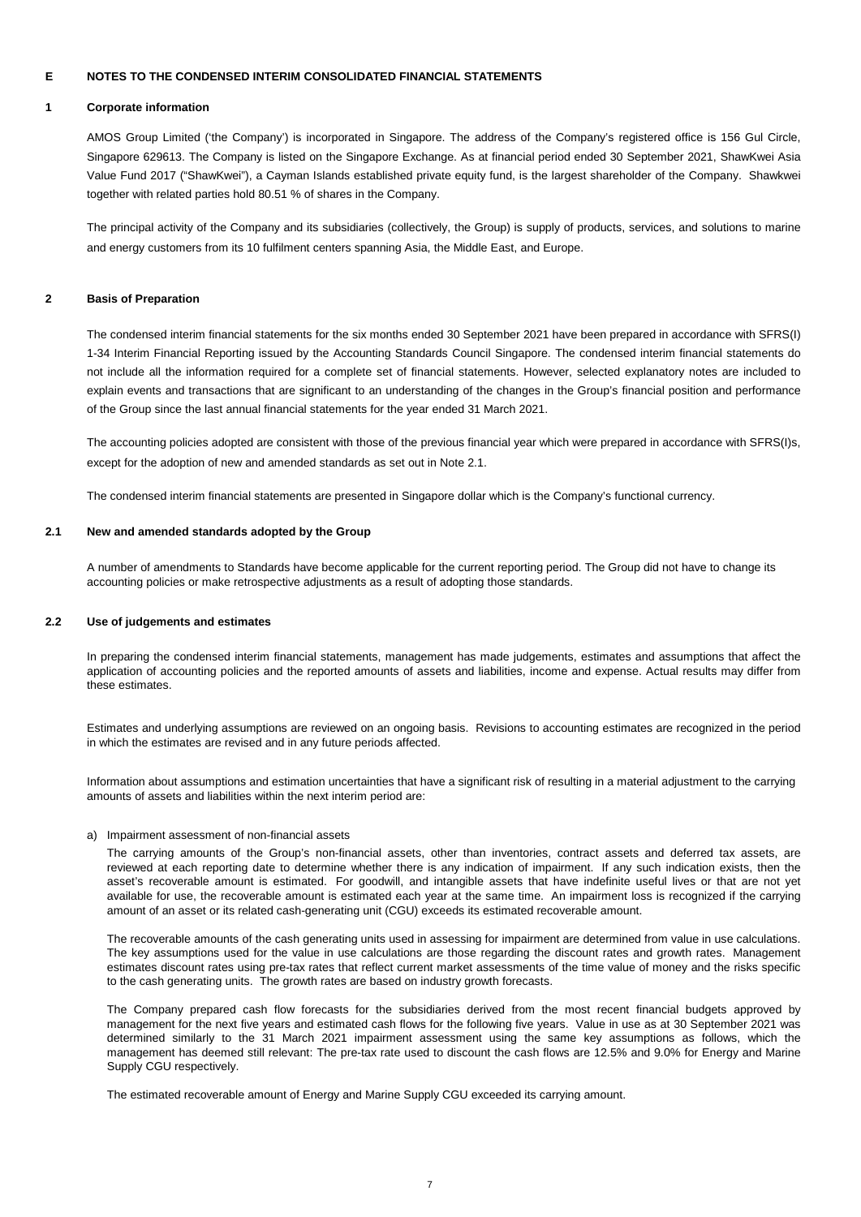## E NOTES TO THE CONDENSED INTERIM CONSOLIDATED FINANCIAL STATEMENTS

### 1 Corporate information

AMOS Group Limited ('the Company') is incorporated in Singapore. The address of the Company's registered office is 156 Gul Circle, Singapore 629613. The Company is listed on the Singapore Exchange. As at financial period ended 30 September 2021, ShawKwei Asia Value Fund 2017 ("ShawKwei"), a Cayman Islands established private equity fund, is the largest shareholder of the Company. Shawkwei together with related parties hold 80.51 % of shares in the Company.

The principal activity of the Company and its subsidiaries (collectively, the Group) is supply of products, services, and solutions to marine and energy customers from its 10 fulfilment centers spanning Asia, the Middle East, and Europe.

### 2 Basis of Preparation

The condensed interim financial statements for the six months ended 30 September 2021 have been prepared in accordance with SFRS(I) 1-34 Interim Financial Reporting issued by the Accounting Standards Council Singapore. The condensed interim financial statements do not include all the information required for a complete set of financial statements. However, selected explanatory notes are included to explain events and transactions that are significant to an understanding of the changes in the Group's financial position and performance of the Group since the last annual financial statements for the year ended 31 March 2021.

The accounting policies adopted are consistent with those of the previous financial year which were prepared in accordance with SFRS(I)s, except for the adoption of new and amended standards as set out in Note 2.1.

The condensed interim financial statements are presented in Singapore dollar which is the Company's functional currency.

### 2.1 New and amended standards adopted by the Group

A number of amendments to Standards have become applicable for the current reporting period. The Group did not have to change its accounting policies or make retrospective adjustments as a result of adopting those standards.

### 2.2 Use of judgements and estimates

In preparing the condensed interim financial statements, management has made judgements, estimates and assumptions that affect the application of accounting policies and the reported amounts of assets and liabilities, income and expense. Actual results may differ from these estimates.

Estimates and underlying assumptions are reviewed on an ongoing basis. Revisions to accounting estimates are recognized in the period in which the estimates are revised and in any future periods affected.

Information about assumptions and estimation uncertainties that have a significant risk of resulting in a material adjustment to the carrying amounts of assets and liabilities within the next interim period are:

a) Impairment assessment of non-financial assets

The carrying amounts of the Group's non-financial assets, other than inventories, contract assets and deferred tax assets, are reviewed at each reporting date to determine whether there is any indication of impairment. If any such indication exists, then the asset's recoverable amount is estimated. For goodwill, and intangible assets that have indefinite useful lives or that are not yet available for use, the recoverable amount is estimated each year at the same time. An impairment loss is recognized if the carrying amount of an asset or its related cash-generating unit (CGU) exceeds its estimated recoverable amount.

The recoverable amounts of the cash generating units used in assessing for impairment are determined from value in use calculations. The key assumptions used for the value in use calculations are those regarding the discount rates and growth rates. Management estimates discount rates using pre-tax rates that reflect current market assessments of the time value of money and the risks specific to the cash generating units. The growth rates are based on industry growth forecasts.

The Company prepared cash flow forecasts for the subsidiaries derived from the most recent financial budgets approved by management for the next five years and estimated cash flows for the following five years. Value in use as at 30 September 2021 was determined similarly to the 31 March 2021 impairment assessment using the same key assumptions as follows, which the management has deemed still relevant: The pre-tax rate used to discount the cash flows are 12.5% and 9.0% for Energy and Marine Supply CGU respectively.

The estimated recoverable amount of Energy and Marine Supply CGU exceeded its carrying amount.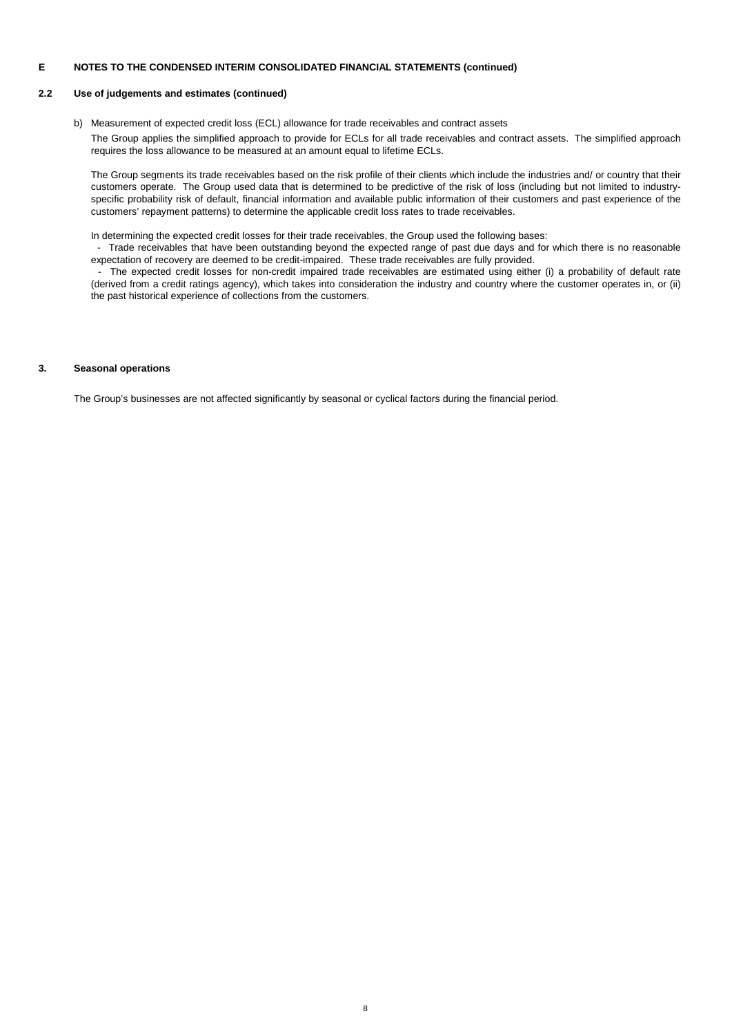## E NOTES TO THE CONDENSED INTERIM CONSOLIDATED FINANCIAL STATEMENTS (continued)

### 2.2 Use of judgements and estimates (continued)

b) Measurement of expected credit loss (ECL) allowance for trade receivables and contract assets

The Group applies the simplified approach to provide for ECLs for all trade receivables and contract assets. The simplified approach requires the loss allowance to be measured at an amount equal to lifetime ECLs.

The Group segments its trade receivables based on the risk profile of their clients which include the industries and/ or country that their customers operate. The Group used data that is determined to be predictive of the risk of loss (including but not limited to industry-specific probability risk of default, financial information and available public information of their customers and past experience of the customers' repayment patterns) to determine the applicable credit loss rates to trade receivables.

In determining the expected credit losses for their trade receivables, the Group used the following bases:

- Trade receivables that have been outstanding beyond the expected range of past due days and for which there is no reasonable expectation of recovery are deemed to be credit-impaired. These trade receivables are fully provided.
- The expected credit losses for non-credit impaired trade receivables are estimated using either (i) a probability of default rate (derived from a credit ratings agency), which takes into consideration the industry and country where the customer operates in, or (ii) the past historical experience of collections from the customers.

### 3. Seasonal operations

The Group's businesses are not affected significantly by seasonal or cyclical factors during the financial period.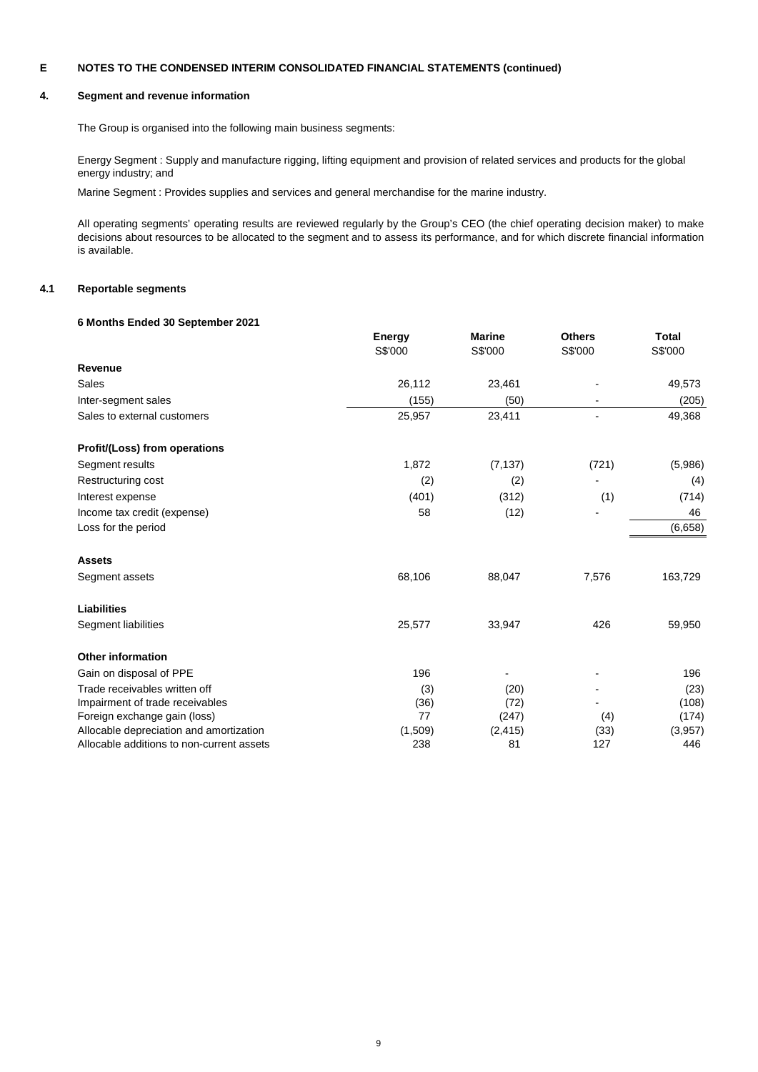**E NOTES TO THE CONDENSED INTERIM CONSOLIDATED FINANCIAL STATEMENTS (continued)**

## 4. Segment and revenue information

The Group is organised into the following main business segments:

Energy Segment : Supply and manufacture rigging, lifting equipment and provision of related services and products for the global energy industry; and

Marine Segment : Provides supplies and services and general merchandise for the marine industry.

All operating segments' operating results are reviewed regularly by the Group's CEO (the chief operating decision maker) to make decisions about resources to be allocated to the segment and to assess its performance, and for which discrete financial information is available.

### 4.1 Reportable segments

**6 Months Ended 30 September 2021**

| | Energy | Marine | Others | Total |
|---|---|---|---|---|
| | S$'000 | S$'000 | S$'000 | S$'000 |
| **Revenue** | | | | |
| Sales | 26,112 | 23,461 | - | 49,573 |
| Inter-segment sales | (155) | (50) | - | (205) |
| Sales to external customers | 25,957 | 23,411 | - | 49,368 |
| **Profit/(Loss) from operations** | | | | |
| Segment results | 1,872 | (7,137) | (721) | (5,986) |
| Restructuring cost | (2) | (2) | - | (4) |
| Interest expense | (401) | (312) | (1) | (714) |
| Income tax credit (expense) | 58 | (12) | - | 46 |
| Loss for the period | | | | (6,658) |
| **Assets** | | | | |
| Segment assets | 68,106 | 88,047 | 7,576 | 163,729 |
| **Liabilities** | | | | |
| Segment liabilities | 25,577 | 33,947 | 426 | 59,950 |
| **Other information** | | | | |
| Gain on disposal of PPE | 196 | - | - | 196 |
| Trade receivables written off | (3) | (20) | - | (23) |
| Impairment of trade receivables | (36) | (72) | - | (108) |
| Foreign exchange gain (loss) | 77 | (247) | (4) | (174) |
| Allocable depreciation and amortization | (1,509) | (2,415) | (33) | (3,957) |
| Allocable additions to non-current assets | 238 | 81 | 127 | 446 |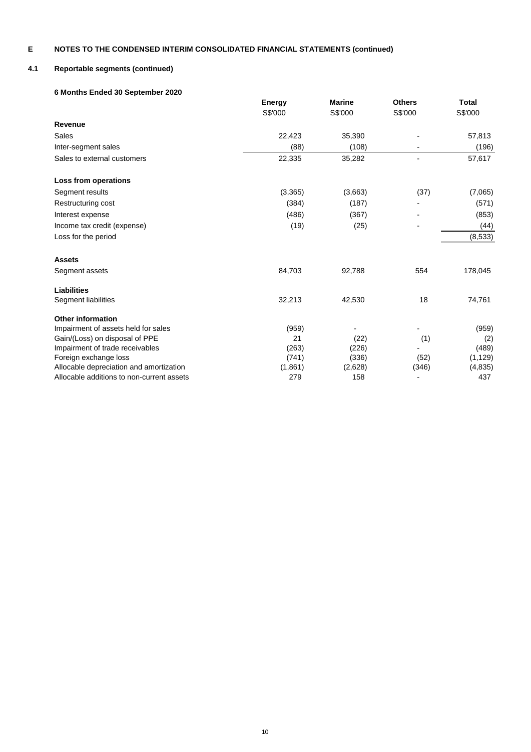## E NOTES TO THE CONDENSED INTERIM CONSOLIDATED FINANCIAL STATEMENTS (continued)

### 4.1 Reportable segments (continued)

**6 Months Ended 30 September 2020**

| | Energy | Marine | Others | Total |
|---|---|---|---|---|
| | S$'000 | S$'000 | S$'000 | S$'000 |
| **Revenue** | | | | |
| Sales | 22,423 | 35,390 | - | 57,813 |
| Inter-segment sales | (88) | (108) | - | (196) |
| Sales to external customers | 22,335 | 35,282 | - | 57,617 |
| | | | | |
| **Loss from operations** | | | | |
| Segment results | (3,365) | (3,663) | (37) | (7,065) |
| Restructuring cost | (384) | (187) | - | (571) |
| Interest expense | (486) | (367) | - | (853) |
| Income tax credit (expense) | (19) | (25) | - | (44) |
| Loss for the period | | | | (8,533) |
| | | | | |
| **Assets** | | | | |
| Segment assets | 84,703 | 92,788 | 554 | 178,045 |
| | | | | |
| **Liabilities** | | | | |
| Segment liabilities | 32,213 | 42,530 | 18 | 74,761 |
| | | | | |
| **Other information** | | | | |
| Impairment of assets held for sales | (959) | - | - | (959) |
| Gain/(Loss) on disposal of PPE | 21 | (22) | (1) | (2) |
| Impairment of trade receivables | (263) | (226) | - | (489) |
| Foreign exchange loss | (741) | (336) | (52) | (1,129) |
| Allocable depreciation and amortization | (1,861) | (2,628) | (346) | (4,835) |
| Allocable additions to non-current assets | 279 | 158 | - | 437 |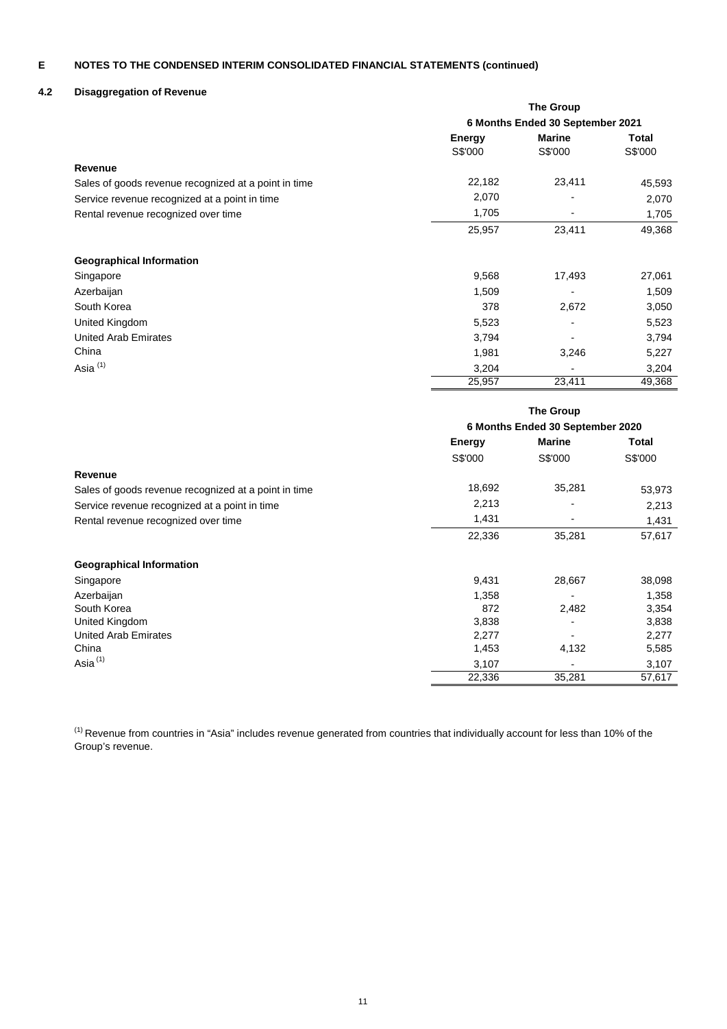# E NOTES TO THE CONDENSED INTERIM CONSOLIDATED FINANCIAL STATEMENTS (continued)

## 4.2 Disaggregation of Revenue

| | The Group | | |
|---|---|---|---|
| | 6 Months Ended 30 September 2021 | | |
| | **Energy** | **Marine** | **Total** |
| | S$'000 | S$'000 | S$'000 |
| **Revenue** | | | |
| Sales of goods revenue recognized at a point in time | 22,182 | 23,411 | 45,593 |
| Service revenue recognized at a point in time | 2,070 | - | 2,070 |
| Rental revenue recognized over time | 1,705 | - | 1,705 |
| | 25,957 | 23,411 | 49,368 |
| **Geographical Information** | | | |
| Singapore | 9,568 | 17,493 | 27,061 |
| Azerbaijan | 1,509 | - | 1,509 |
| South Korea | 378 | 2,672 | 3,050 |
| United Kingdom | 5,523 | - | 5,523 |
| United Arab Emirates | 3,794 | - | 3,794 |
| China | 1,981 | 3,246 | 5,227 |
| Asia [1] | 3,204 | - | 3,204 |
| | 25,957 | 23,411 | 49,368 |

| | The Group | | |
|---|---|---|---|
| | 6 Months Ended 30 September 2020 | | |
| | **Energy** | **Marine** | **Total** |
| | S$'000 | S$'000 | S$'000 |
| **Revenue** | | | |
| Sales of goods revenue recognized at a point in time | 18,692 | 35,281 | 53,973 |
| Service revenue recognized at a point in time | 2,213 | - | 2,213 |
| Rental revenue recognized over time | 1,431 | - | 1,431 |
| | 22,336 | 35,281 | 57,617 |
| **Geographical Information** | | | |
| Singapore | 9,431 | 28,667 | 38,098 |
| Azerbaijan | 1,358 | - | 1,358 |
| South Korea | 872 | 2,482 | 3,354 |
| United Kingdom | 3,838 | - | 3,838 |
| United Arab Emirates | 2,277 | - | 2,277 |
| China | 1,453 | 4,132 | 5,585 |
| Asia [1] | 3,107 | - | 3,107 |
| | 22,336 | 35,281 | 57,617 |

[1] Revenue from countries in "Asia" includes revenue generated from countries that individually account for less than 10% of the Group's revenue.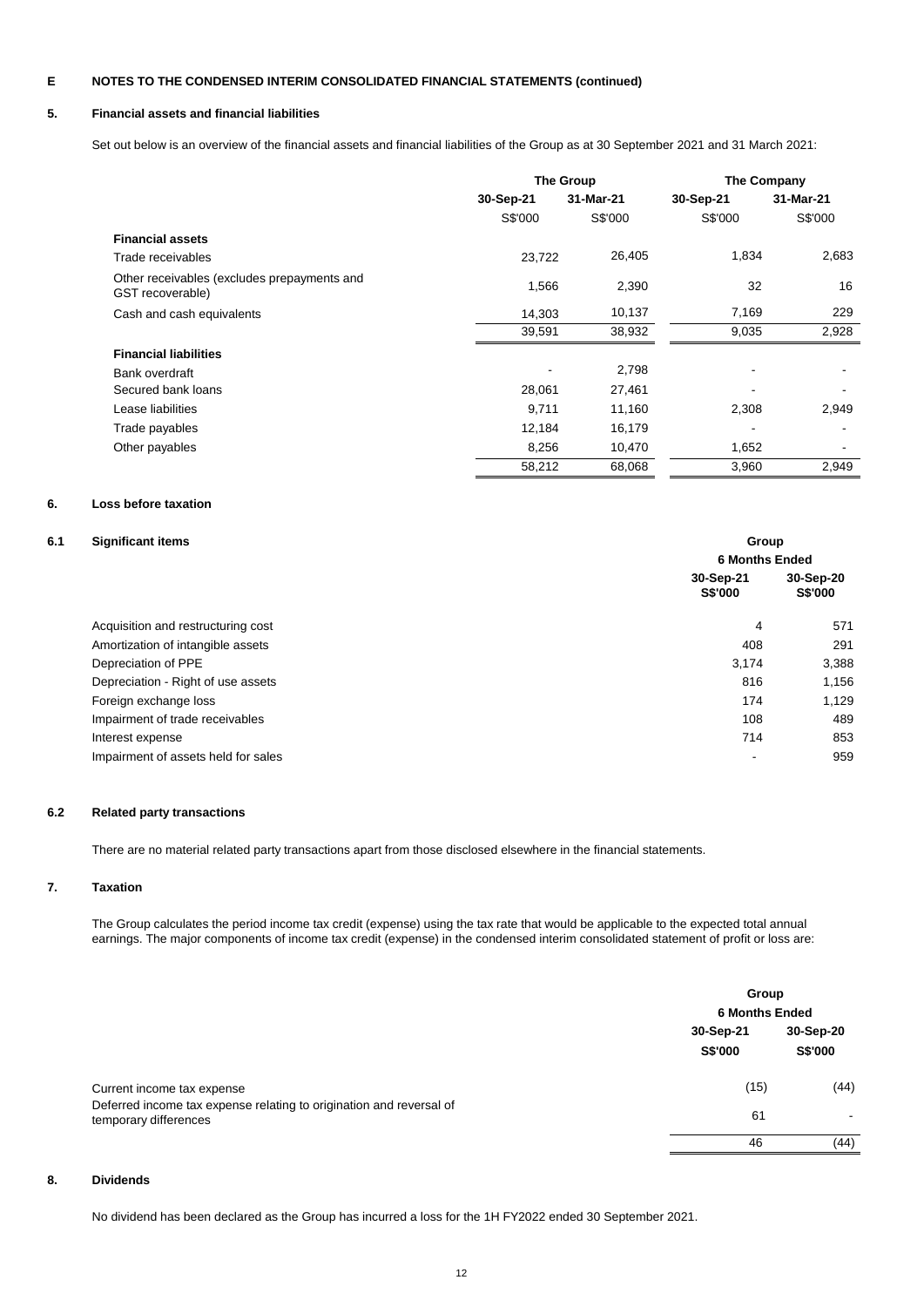## E NOTES TO THE CONDENSED INTERIM CONSOLIDATED FINANCIAL STATEMENTS (continued)

### 5. Financial assets and financial liabilities

Set out below is an overview of the financial assets and financial liabilities of the Group as at 30 September 2021 and 31 March 2021:

| | The Group | | The Company | |
|---|---|---|---|---|
| | 30-Sep-21 | 31-Mar-21 | 30-Sep-21 | 31-Mar-21 |
| | S$'000 | S$'000 | S$'000 | S$'000 |
| **Financial assets** | | | | |
| Trade receivables | 23,722 | 26,405 | 1,834 | 2,683 |
| Other receivables (excludes prepayments and GST recoverable) | 1,566 | 2,390 | 32 | 16 |
| Cash and cash equivalents | 14,303 | 10,137 | 7,169 | 229 |
| | 39,591 | 38,932 | 9,035 | 2,928 |
| **Financial liabilities** | | | | |
| Bank overdraft | - | 2,798 | - | - |
| Secured bank loans | 28,061 | 27,461 | - | - |
| Lease liabilities | 9,711 | 11,160 | 2,308 | 2,949 |
| Trade payables | 12,184 | 16,179 | - | - |
| Other payables | 8,256 | 10,470 | 1,652 | - |
| | 58,212 | 68,068 | 3,960 | 2,949 |

### 6. Loss before taxation

#### 6.1 Significant items

| | Group | |
|---|---|---|
| | 6 Months Ended | |
| | 30-Sep-21 S$'000 | 30-Sep-20 S$'000 |
| Acquisition and restructuring cost | 4 | 571 |
| Amortization of intangible assets | 408 | 291 |
| Depreciation of PPE | 3,174 | 3,388 |
| Depreciation - Right of use assets | 816 | 1,156 |
| Foreign exchange loss | 174 | 1,129 |
| Impairment of trade receivables | 108 | 489 |
| Interest expense | 714 | 853 |
| Impairment of assets held for sales | - | 959 |

#### 6.2 Related party transactions

There are no material related party transactions apart from those disclosed elsewhere in the financial statements.

### 7. Taxation

The Group calculates the period income tax credit (expense) using the tax rate that would be applicable to the expected total annual earnings. The major components of income tax credit (expense) in the condensed interim consolidated statement of profit or loss are:

| | Group | |
|---|---|---|
| | 6 Months Ended | |
| | 30-Sep-21 S$'000 | 30-Sep-20 S$'000 |
| Current income tax expense | (15) | (44) |
| Deferred income tax expense relating to origination and reversal of temporary differences | 61 | - |
| | 46 | (44) |

### 8. Dividends

No dividend has been declared as the Group has incurred a loss for the 1H FY2022 ended 30 September 2021.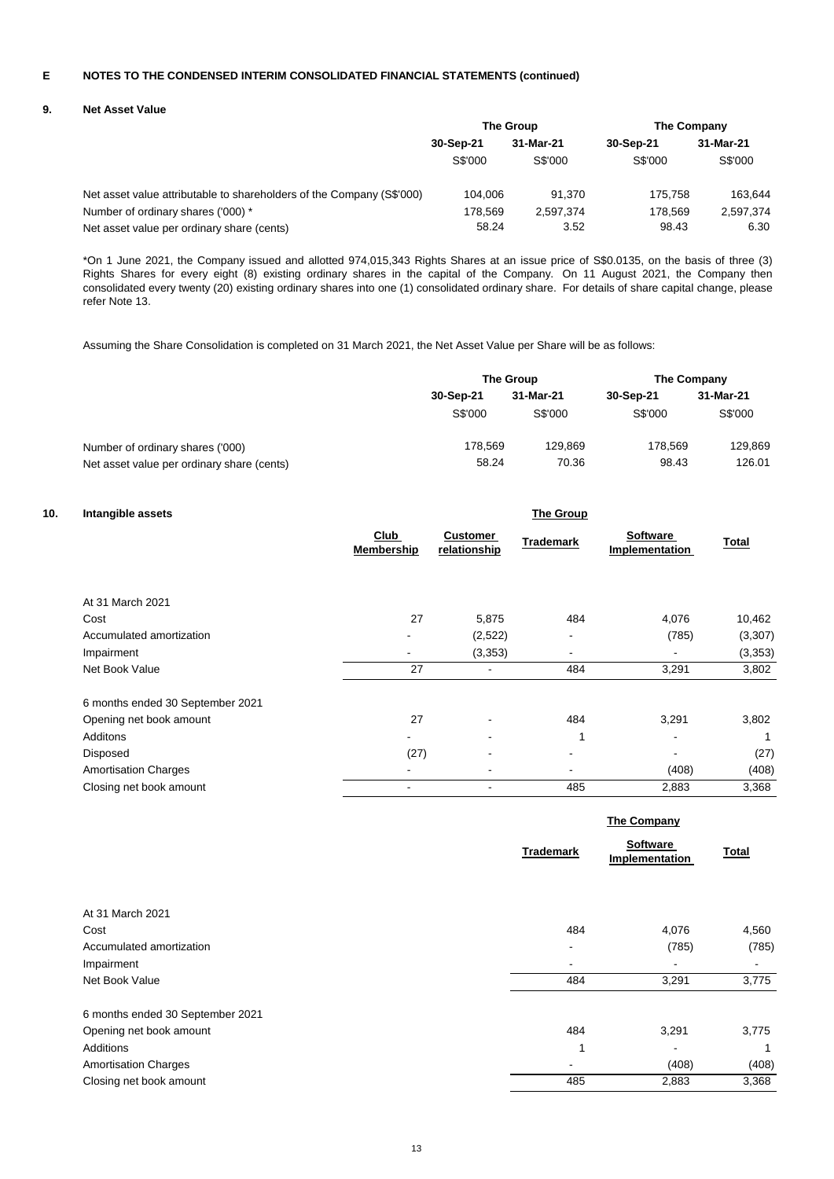## E NOTES TO THE CONDENSED INTERIM CONSOLIDATED FINANCIAL STATEMENTS (continued)

### 9. Net Asset Value

| | The Group | | The Company | |
|---|---|---|---|---|
| | 30-Sep-21 | 31-Mar-21 | 30-Sep-21 | 31-Mar-21 |
| | S$'000 | S$'000 | S$'000 | S$'000 |
| Net asset value attributable to shareholders of the Company (S$'000) | 104,006 | 91,370 | 175,758 | 163,644 |
| Number of ordinary shares ('000) * | 178,569 | 2,597,374 | 178,569 | 2,597,374 |
| Net asset value per ordinary share (cents) | 58.24 | 3.52 | 98.43 | 6.30 |

*On 1 June 2021, the Company issued and allotted 974,015,343 Rights Shares at an issue price of S$0.0135, on the basis of three (3) Rights Shares for every eight (8) existing ordinary shares in the capital of the Company. On 11 August 2021, the Company then consolidated every twenty (20) existing ordinary shares into one (1) consolidated ordinary share. For details of share capital change, please refer Note 13.

Assuming the Share Consolidation is completed on 31 March 2021, the Net Asset Value per Share will be as follows:

| | The Group | | The Company | |
|---|---|---|---|---|
| | 30-Sep-21 | 31-Mar-21 | 30-Sep-21 | 31-Mar-21 |
| | S$'000 | S$'000 | S$'000 | S$'000 |
| Number of ordinary shares ('000) | 178,569 | 129,869 | 178,569 | 129,869 |
| Net asset value per ordinary share (cents) | 58.24 | 70.36 | 98.43 | 126.01 |

### 10. Intangible assets

**The Group**

| | Club Membership | Customer relationship | Trademark | Software Implementation | Total |
|---|---|---|---|---|---|
| At 31 March 2021 | | | | | |
| Cost | 27 | 5,875 | 484 | 4,076 | 10,462 |
| Accumulated amortization | - | (2,522) | - | (785) | (3,307) |
| Impairment | - | (3,353) | - | - | (3,353) |
| Net Book Value | 27 | - | 484 | 3,291 | 3,802 |
| 6 months ended 30 September 2021 | | | | | |
| Opening net book amount | 27 | - | 484 | 3,291 | 3,802 |
| Additons | - | - | 1 | - | 1 |
| Disposed | (27) | - | - | - | (27) |
| Amortisation Charges | - | - | - | (408) | (408) |
| Closing net book amount | - | - | 485 | 2,883 | 3,368 |

**The Company**

| | Trademark | Software Implementation | Total |
|---|---|---|---|
| At 31 March 2021 | | | |
| Cost | 484 | 4,076 | 4,560 |
| Accumulated amortization | - | (785) | (785) |
| Impairment | - | - | - |
| Net Book Value | 484 | 3,291 | 3,775 |
| 6 months ended 30 September 2021 | | | |
| Opening net book amount | 484 | 3,291 | 3,775 |
| Additions | 1 | - | 1 |
| Amortisation Charges | - | (408) | (408) |
| Closing net book amount | 485 | 2,883 | 3,368 |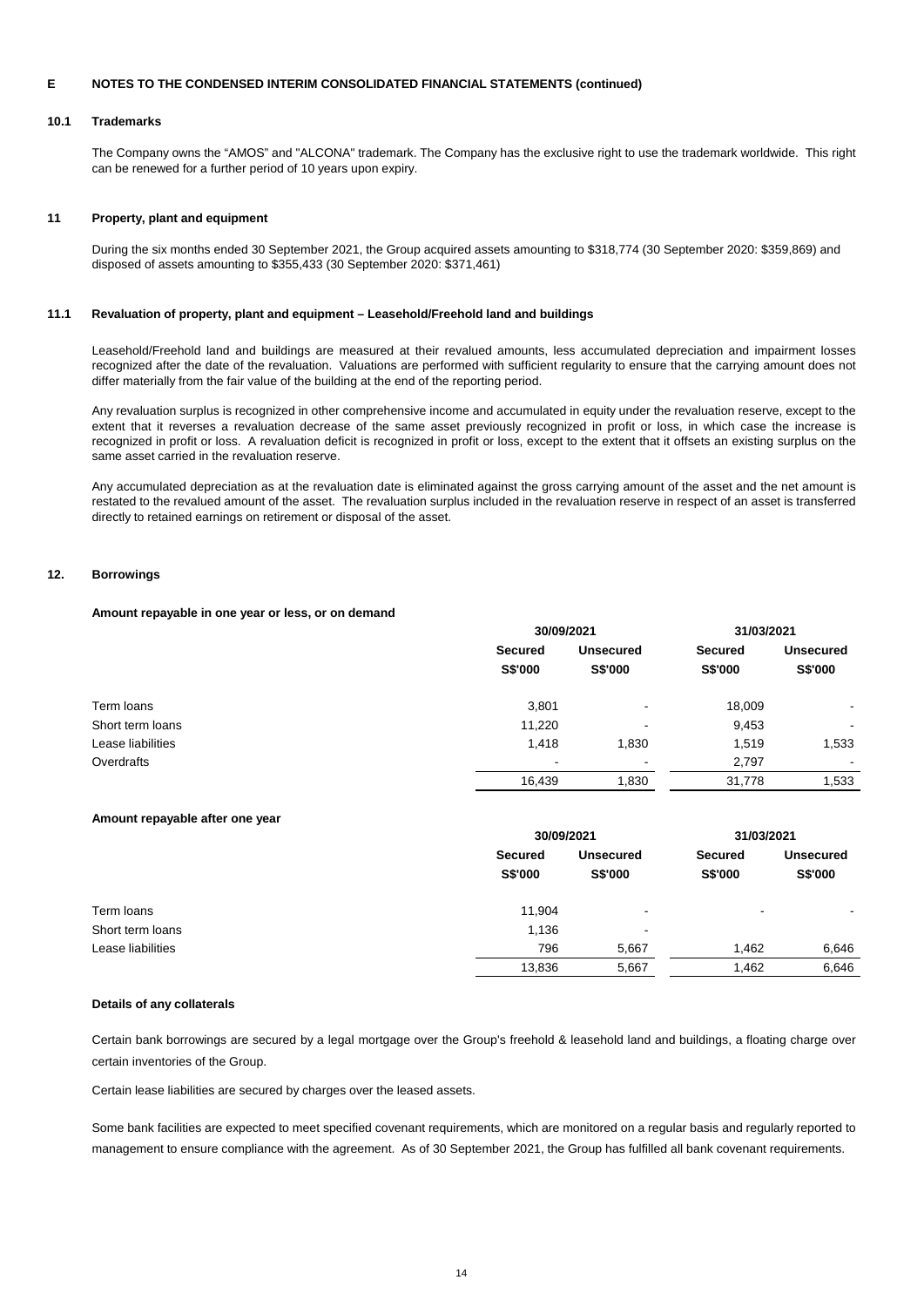## E NOTES TO THE CONDENSED INTERIM CONSOLIDATED FINANCIAL STATEMENTS (continued)

### 10.1 Trademarks

The Company owns the "AMOS" and "ALCONA" trademark. The Company has the exclusive right to use the trademark worldwide. This right can be renewed for a further period of 10 years upon expiry.

### 11 Property, plant and equipment

During the six months ended 30 September 2021, the Group acquired assets amounting to $318,774 (30 September 2020: $359,869) and disposed of assets amounting to $355,433 (30 September 2020: $371,461)

### 11.1 Revaluation of property, plant and equipment – Leasehold/Freehold land and buildings

Leasehold/Freehold land and buildings are measured at their revalued amounts, less accumulated depreciation and impairment losses recognized after the date of the revaluation. Valuations are performed with sufficient regularity to ensure that the carrying amount does not differ materially from the fair value of the building at the end of the reporting period.

Any revaluation surplus is recognized in other comprehensive income and accumulated in equity under the revaluation reserve, except to the extent that it reverses a revaluation decrease of the same asset previously recognized in profit or loss, in which case the increase is recognized in profit or loss. A revaluation deficit is recognized in profit or loss, except to the extent that it offsets an existing surplus on the same asset carried in the revaluation reserve.

Any accumulated depreciation as at the revaluation date is eliminated against the gross carrying amount of the asset and the net amount is restated to the revalued amount of the asset. The revaluation surplus included in the revaluation reserve in respect of an asset is transferred directly to retained earnings on retirement or disposal of the asset.

### 12. Borrowings

**Amount repayable in one year or less, or on demand**

| | 30/09/2021 | | 31/03/2021 | |
|---|---|---|---|---|
| | **Secured** | **Unsecured** | **Secured** | **Unsecured** |
| | **S$'000** | **S$'000** | **S$'000** | **S$'000** |
| Term loans | 3,801 | - | 18,009 | - |
| Short term loans | 11,220 | - | 9,453 | - |
| Lease liabilities | 1,418 | 1,830 | 1,519 | 1,533 |
| Overdrafts | - | - | 2,797 | - |
| | 16,439 | 1,830 | 31,778 | 1,533 |

**Amount repayable after one year**

| | 30/09/2021 | | 31/03/2021 | |
|---|---|---|---|---|
| | **Secured** | **Unsecured** | **Secured** | **Unsecured** |
| | **S$'000** | **S$'000** | **S$'000** | **S$'000** |
| Term loans | 11,904 | - | - | - |
| Short term loans | 1,136 | - | | |
| Lease liabilities | 796 | 5,667 | 1,462 | 6,646 |
| | 13,836 | 5,667 | 1,462 | 6,646 |

**Details of any collaterals**

Certain bank borrowings are secured by a legal mortgage over the Group's freehold & leasehold land and buildings, a floating charge over certain inventories of the Group.

Certain lease liabilities are secured by charges over the leased assets.

Some bank facilities are expected to meet specified covenant requirements, which are monitored on a regular basis and regularly reported to management to ensure compliance with the agreement. As of 30 September 2021, the Group has fulfilled all bank covenant requirements.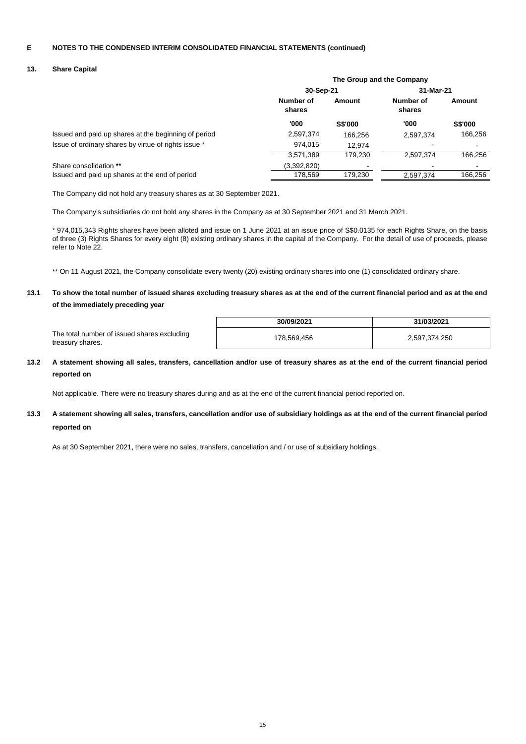**E NOTES TO THE CONDENSED INTERIM CONSOLIDATED FINANCIAL STATEMENTS (continued)**

## 13. Share Capital

| | The Group and the Company | | | |
|---|---|---|---|---|
| | 30-Sep-21 | | 31-Mar-21 | |
| | Number of shares | Amount | Number of shares | Amount |
| | '000 | S$'000 | '000 | S$'000 |
| Issued and paid up shares at the beginning of period | 2,597,374 | 166,256 | 2,597,374 | 166,256 |
| Issue of ordinary shares by virtue of rights issue * | 974,015 | 12,974 | - | - |
| | 3,571,389 | 179,230 | 2,597,374 | 166,256 |
| Share consolidation ** | (3,392,820) | - | - | - |
| Issued and paid up shares at the end of period | 178,569 | 179,230 | 2,597,374 | 166,256 |

The Company did not hold any treasury shares as at 30 September 2021.

The Company's subsidiaries do not hold any shares in the Company as at 30 September 2021 and 31 March 2021.

* 974,015,343 Rights shares have been alloted and issue on 1 June 2021 at an issue price of S$0.0135 for each Rights Share, on the basis of three (3) Rights Shares for every eight (8) existing ordinary shares in the capital of the Company. For the detail of use of proceeds, please refer to Note 22.

** On 11 August 2021, the Company consolidate every twenty (20) existing ordinary shares into one (1) consolidated ordinary share.

### 13.1 To show the total number of issued shares excluding treasury shares as at the end of the current financial period and as at the end of the immediately preceding year

| | 30/09/2021 | 31/03/2021 |
|---|---|---|
| The total number of issued shares excluding treasury shares. | 178,569,456 | 2,597,374,250 |

### 13.2 A statement showing all sales, transfers, cancellation and/or use of treasury shares as at the end of the current financial period reported on

Not applicable. There were no treasury shares during and as at the end of the current financial period reported on.

### 13.3 A statement showing all sales, transfers, cancellation and/or use of subsidiary holdings as at the end of the current financial period reported on

As at 30 September 2021, there were no sales, transfers, cancellation and / or use of subsidiary holdings.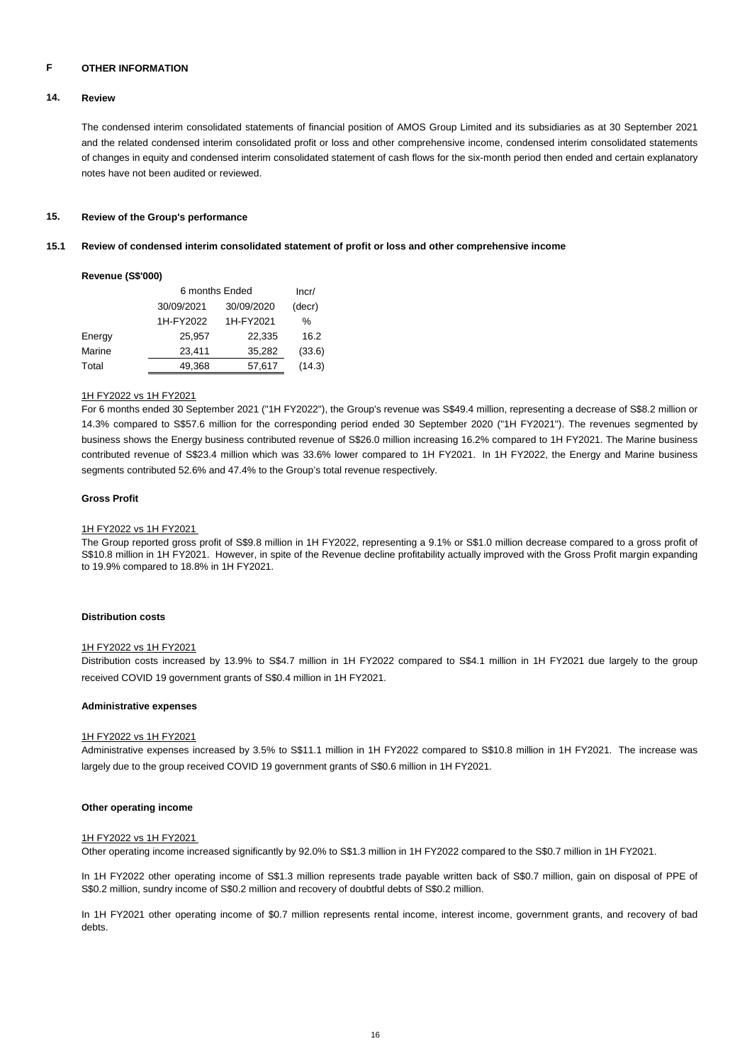## F OTHER INFORMATION

### 14. Review

The condensed interim consolidated statements of financial position of AMOS Group Limited and its subsidiaries as at 30 September 2021 and the related condensed interim consolidated profit or loss and other comprehensive income, condensed interim consolidated statements of changes in equity and condensed interim consolidated statement of cash flows for the six-month period then ended and certain explanatory notes have not been audited or reviewed.

### 15. Review of the Group's performance

#### 15.1 Review of condensed interim consolidated statement of profit or loss and other comprehensive income

**Revenue (S$'000)**

| | 6 months Ended | | Incr/ |
|---|---|---|---|
| | 30/09/2021 | 30/09/2020 | (decr) |
| | 1H-FY2022 | 1H-FY2021 | % |
| Energy | 25,957 | 22,335 | 16.2 |
| Marine | 23,411 | 35,282 | (33.6) |
| Total | 49,368 | 57,617 | (14.3) |

1H FY2022 vs 1H FY2021

For 6 months ended 30 September 2021 ("1H FY2022"), the Group's revenue was S$49.4 million, representing a decrease of S$8.2 million or 14.3% compared to S$57.6 million for the corresponding period ended 30 September 2020 ("1H FY2021"). The revenues segmented by business shows the Energy business contributed revenue of S$26.0 million increasing 16.2% compared to 1H FY2021. The Marine business contributed revenue of S$23.4 million which was 33.6% lower compared to 1H FY2021. In 1H FY2022, the Energy and Marine business segments contributed 52.6% and 47.4% to the Group's total revenue respectively.

**Gross Profit**

1H FY2022 vs 1H FY2021

The Group reported gross profit of S$9.8 million in 1H FY2022, representing a 9.1% or S$1.0 million decrease compared to a gross profit of S$10.8 million in 1H FY2021. However, in spite of the Revenue decline profitability actually improved with the Gross Profit margin expanding to 19.9% compared to 18.8% in 1H FY2021.

**Distribution costs**

1H FY2022 vs 1H FY2021

Distribution costs increased by 13.9% to S$4.7 million in 1H FY2022 compared to S$4.1 million in 1H FY2021 due largely to the group received COVID 19 government grants of S$0.4 million in 1H FY2021.

**Administrative expenses**

1H FY2022 vs 1H FY2021

Administrative expenses increased by 3.5% to S$11.1 million in 1H FY2022 compared to S$10.8 million in 1H FY2021. The increase was largely due to the group received COVID 19 government grants of S$0.6 million in 1H FY2021.

**Other operating income**

1H FY2022 vs 1H FY2021

Other operating income increased significantly by 92.0% to S$1.3 million in 1H FY2022 compared to the S$0.7 million in 1H FY2021.

In 1H FY2022 other operating income of S$1.3 million represents trade payable written back of S$0.7 million, gain on disposal of PPE of S$0.2 million, sundry income of S$0.2 million and recovery of doubtful debts of S$0.2 million.

In 1H FY2021 other operating income of $0.7 million represents rental income, interest income, government grants, and recovery of bad debts.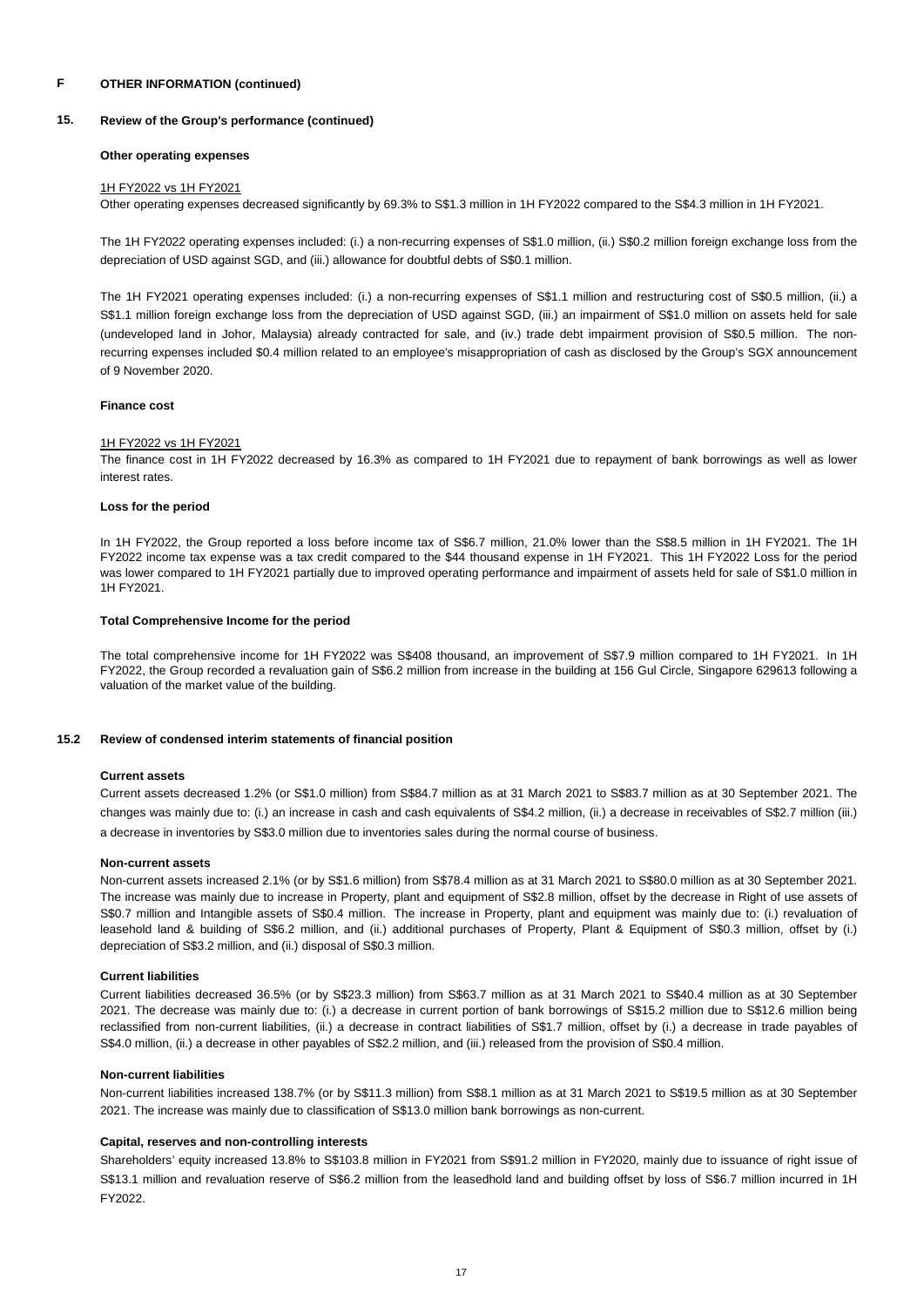# F OTHER INFORMATION (continued)

## 15. Review of the Group's performance (continued)

### Other operating expenses

1H FY2022 vs 1H FY2021

Other operating expenses decreased significantly by 69.3% to S$1.3 million in 1H FY2022 compared to the S$4.3 million in 1H FY2021.

The 1H FY2022 operating expenses included: (i.) a non-recurring expenses of S$1.0 million, (ii.) S$0.2 million foreign exchange loss from the depreciation of USD against SGD, and (iii.) allowance for doubtful debts of S$0.1 million.

The 1H FY2021 operating expenses included: (i.) a non-recurring expenses of S$1.1 million and restructuring cost of S$0.5 million, (ii.) a S$1.1 million foreign exchange loss from the depreciation of USD against SGD, (iii.) an impairment of S$1.0 million on assets held for sale (undeveloped land in Johor, Malaysia) already contracted for sale, and (iv.) trade debt impairment provision of S$0.5 million. The non-recurring expenses included $0.4 million related to an employee's misappropriation of cash as disclosed by the Group's SGX announcement of 9 November 2020.

### Finance cost

1H FY2022 vs 1H FY2021

The finance cost in 1H FY2022 decreased by 16.3% as compared to 1H FY2021 due to repayment of bank borrowings as well as lower interest rates.

### Loss for the period

In 1H FY2022, the Group reported a loss before income tax of S$6.7 million, 21.0% lower than the S$8.5 million in 1H FY2021. The 1H FY2022 income tax expense was a tax credit compared to the $44 thousand expense in 1H FY2021. This 1H FY2022 Loss for the period was lower compared to 1H FY2021 partially due to improved operating performance and impairment of assets held for sale of S$1.0 million in 1H FY2021.

### Total Comprehensive Income for the period

The total comprehensive income for 1H FY2022 was S$408 thousand, an improvement of S$7.9 million compared to 1H FY2021. In 1H FY2022, the Group recorded a revaluation gain of S$6.2 million from increase in the building at 156 Gul Circle, Singapore 629613 following a valuation of the market value of the building.

## 15.2 Review of condensed interim statements of financial position

### Current assets

Current assets decreased 1.2% (or S$1.0 million) from S$84.7 million as at 31 March 2021 to S$83.7 million as at 30 September 2021. The changes was mainly due to: (i.) an increase in cash and cash equivalents of S$4.2 million, (ii.) a decrease in receivables of S$2.7 million (iii.) a decrease in inventories by S$3.0 million due to inventories sales during the normal course of business.

### Non-current assets

Non-current assets increased 2.1% (or by S$1.6 million) from S$78.4 million as at 31 March 2021 to S$80.0 million as at 30 September 2021. The increase was mainly due to increase in Property, plant and equipment of S$2.8 million, offset by the decrease in Right of use assets of S$0.7 million and Intangible assets of S$0.4 million. The increase in Property, plant and equipment was mainly due to: (i.) revaluation of leasehold land & building of S$6.2 million, and (ii.) additional purchases of Property, Plant & Equipment of S$0.3 million, offset by (i.) depreciation of S$3.2 million, and (ii.) disposal of S$0.3 million.

### Current liabilities

Current liabilities decreased 36.5% (or by S$23.3 million) from S$63.7 million as at 31 March 2021 to S$40.4 million as at 30 September 2021. The decrease was mainly due to: (i.) a decrease in current portion of bank borrowings of S$15.2 million due to S$12.6 million being reclassified from non-current liabilities, (ii.) a decrease in contract liabilities of S$1.7 million, offset by (i.) a decrease in trade payables of S$4.0 million, (ii.) a decrease in other payables of S$2.2 million, and (iii.) released from the provision of S$0.4 million.

### Non-current liabilities

Non-current liabilities increased 138.7% (or by S$11.3 million) from S$8.1 million as at 31 March 2021 to S$19.5 million as at 30 September 2021. The increase was mainly due to classification of S$13.0 million bank borrowings as non-current.

### Capital, reserves and non-controlling interests

Shareholders' equity increased 13.8% to S$103.8 million in FY2021 from S$91.2 million in FY2020, mainly due to issuance of right issue of S$13.1 million and revaluation reserve of S$6.2 million from the leasedhold land and building offset by loss of S$6.7 million incurred in 1H FY2022.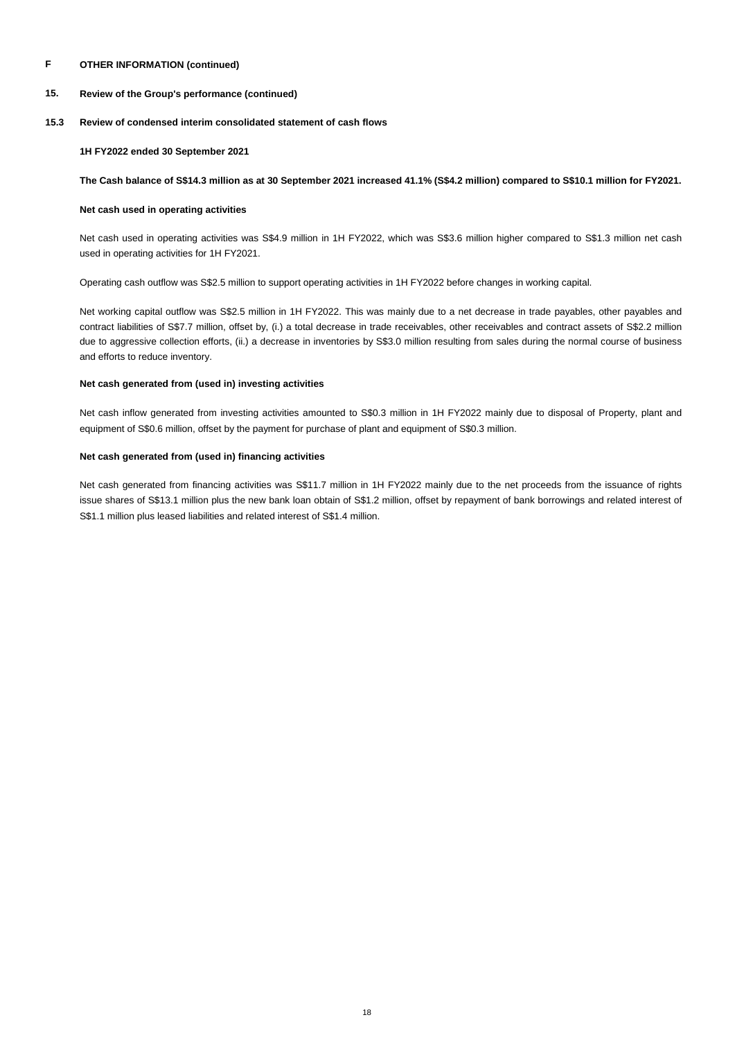# F OTHER INFORMATION (continued)

## 15. Review of the Group's performance (continued)

### 15.3 Review of condensed interim consolidated statement of cash flows

**1H FY2022 ended 30 September 2021**

**The Cash balance of S$14.3 million as at 30 September 2021 increased 41.1% (S$4.2 million) compared to S$10.1 million for FY2021.**

**Net cash used in operating activities**

Net cash used in operating activities was S$4.9 million in 1H FY2022, which was S$3.6 million higher compared to S$1.3 million net cash used in operating activities for 1H FY2021.

Operating cash outflow was S$2.5 million to support operating activities in 1H FY2022 before changes in working capital.

Net working capital outflow was S$2.5 million in 1H FY2022. This was mainly due to a net decrease in trade payables, other payables and contract liabilities of S$7.7 million, offset by, (i.) a total decrease in trade receivables, other receivables and contract assets of S$2.2 million due to aggressive collection efforts, (ii.) a decrease in inventories by S$3.0 million resulting from sales during the normal course of business and efforts to reduce inventory.

**Net cash generated from (used in) investing activities**

Net cash inflow generated from investing activities amounted to S$0.3 million in 1H FY2022 mainly due to disposal of Property, plant and equipment of S$0.6 million, offset by the payment for purchase of plant and equipment of S$0.3 million.

**Net cash generated from (used in) financing activities**

Net cash generated from financing activities was S$11.7 million in 1H FY2022 mainly due to the net proceeds from the issuance of rights issue shares of S$13.1 million plus the new bank loan obtain of S$1.2 million, offset by repayment of bank borrowings and related interest of S$1.1 million plus leased liabilities and related interest of S$1.4 million.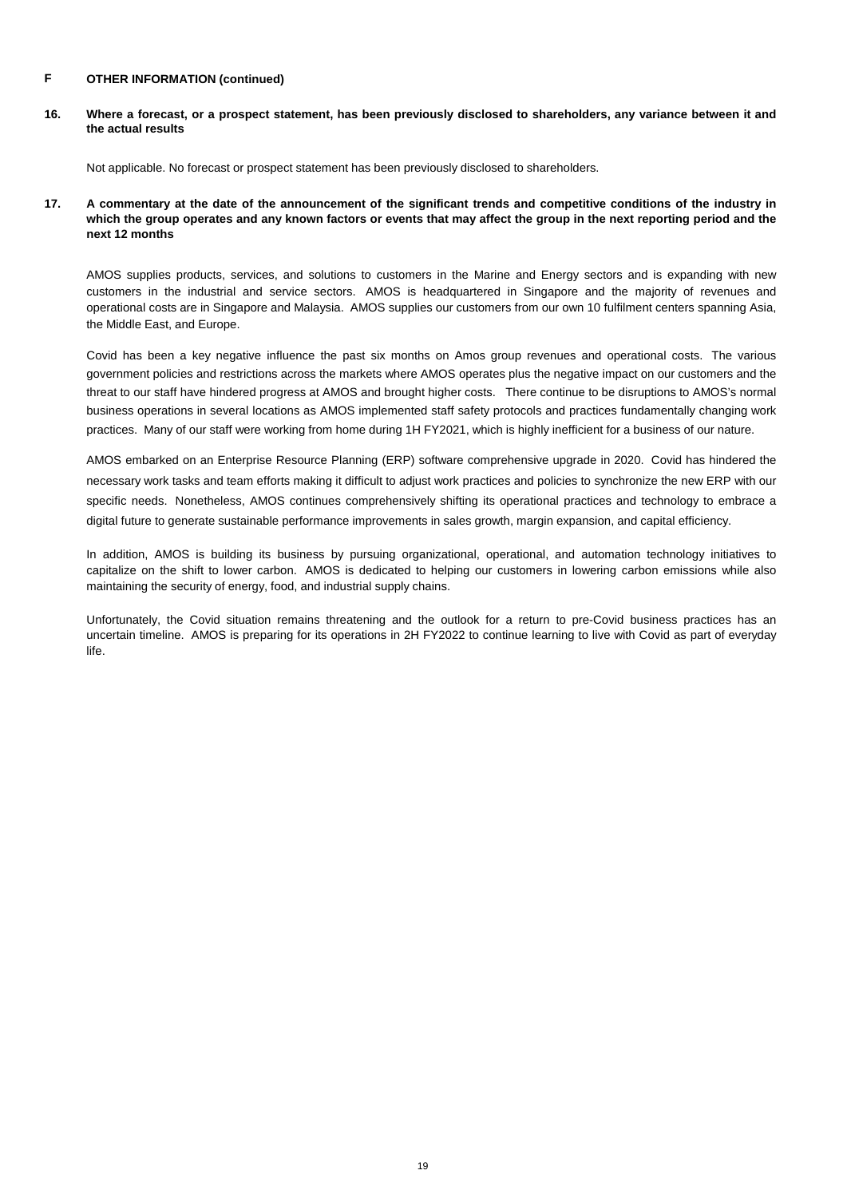## F OTHER INFORMATION (continued)

### 16. Where a forecast, or a prospect statement, has been previously disclosed to shareholders, any variance between it and the actual results

Not applicable. No forecast or prospect statement has been previously disclosed to shareholders.

### 17. A commentary at the date of the announcement of the significant trends and competitive conditions of the industry in which the group operates and any known factors or events that may affect the group in the next reporting period and the next 12 months

AMOS supplies products, services, and solutions to customers in the Marine and Energy sectors and is expanding with new customers in the industrial and service sectors. AMOS is headquartered in Singapore and the majority of revenues and operational costs are in Singapore and Malaysia. AMOS supplies our customers from our own 10 fulfilment centers spanning Asia, the Middle East, and Europe.

Covid has been a key negative influence the past six months on Amos group revenues and operational costs. The various government policies and restrictions across the markets where AMOS operates plus the negative impact on our customers and the threat to our staff have hindered progress at AMOS and brought higher costs. There continue to be disruptions to AMOS's normal business operations in several locations as AMOS implemented staff safety protocols and practices fundamentally changing work practices. Many of our staff were working from home during 1H FY2021, which is highly inefficient for a business of our nature.

AMOS embarked on an Enterprise Resource Planning (ERP) software comprehensive upgrade in 2020. Covid has hindered the necessary work tasks and team efforts making it difficult to adjust work practices and policies to synchronize the new ERP with our specific needs. Nonetheless, AMOS continues comprehensively shifting its operational practices and technology to embrace a digital future to generate sustainable performance improvements in sales growth, margin expansion, and capital efficiency.

In addition, AMOS is building its business by pursuing organizational, operational, and automation technology initiatives to capitalize on the shift to lower carbon. AMOS is dedicated to helping our customers in lowering carbon emissions while also maintaining the security of energy, food, and industrial supply chains.

Unfortunately, the Covid situation remains threatening and the outlook for a return to pre-Covid business practices has an uncertain timeline. AMOS is preparing for its operations in 2H FY2022 to continue learning to live with Covid as part of everyday life.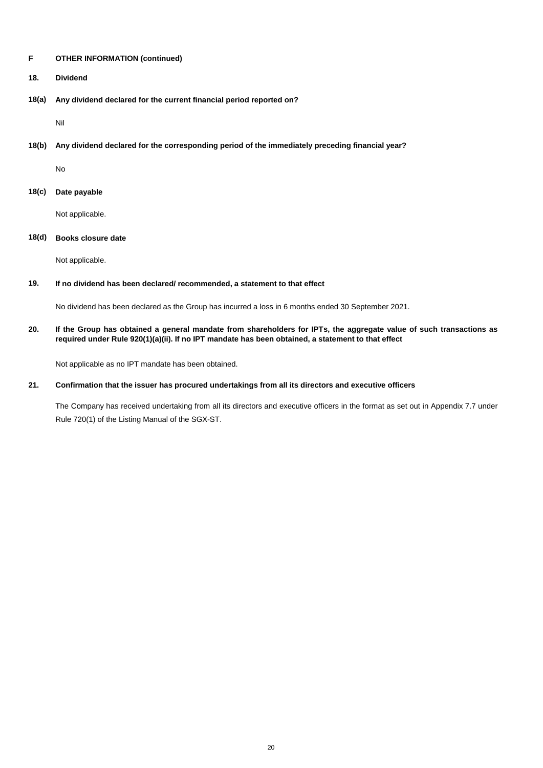## F OTHER INFORMATION (continued)

### 18. Dividend

**18(a) Any dividend declared for the current financial period reported on?**

Nil

**18(b) Any dividend declared for the corresponding period of the immediately preceding financial year?**

No

**18(c) Date payable**

Not applicable.

**18(d) Books closure date**

Not applicable.

### 19. If no dividend has been declared/ recommended, a statement to that effect

No dividend has been declared as the Group has incurred a loss in 6 months ended 30 September 2021.

### 20. If the Group has obtained a general mandate from shareholders for IPTs, the aggregate value of such transactions as required under Rule 920(1)(a)(ii). If no IPT mandate has been obtained, a statement to that effect

Not applicable as no IPT mandate has been obtained.

### 21. Confirmation that the issuer has procured undertakings from all its directors and executive officers

The Company has received undertaking from all its directors and executive officers in the format as set out in Appendix 7.7 under Rule 720(1) of the Listing Manual of the SGX-ST.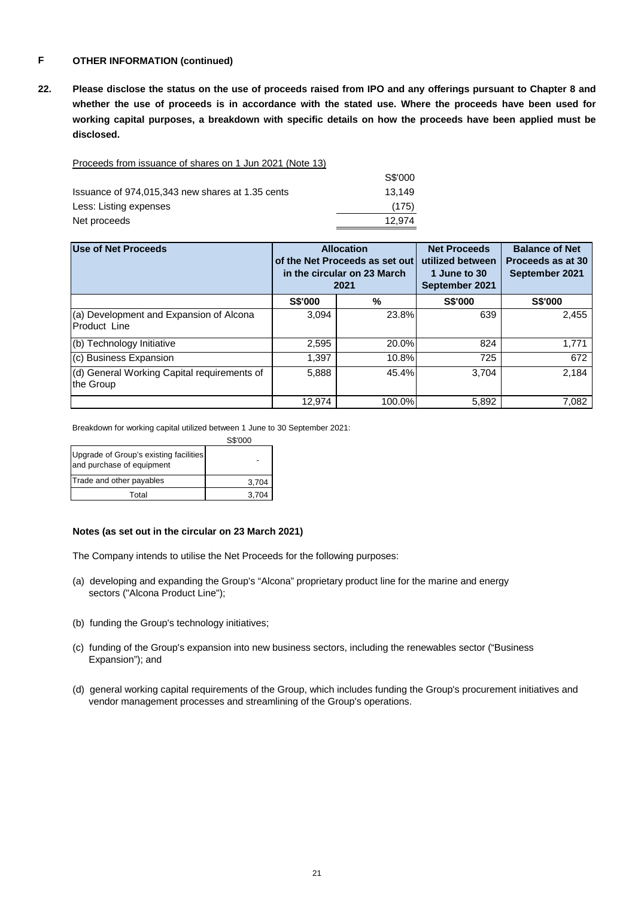## F OTHER INFORMATION (continued)

**22. Please disclose the status on the use of proceeds raised from IPO and any offerings pursuant to Chapter 8 and whether the use of proceeds is in accordance with the stated use. Where the proceeds have been used for working capital purposes, a breakdown with specific details on how the proceeds have been applied must be disclosed.**

Proceeds from issuance of shares on 1 Jun 2021 (Note 13)

| | S$'000 |
|---|---|
| Issuance of 974,015,343 new shares at 1.35 cents | 13,149 |
| Less: Listing expenses | (175) |
| Net proceeds | 12,974 |

| Use of Net Proceeds | Allocation of the Net Proceeds as set out in the circular on 23 March 2021 | | Net Proceeds utilized between 1 June to 30 September 2021 | Balance of Net Proceeds as at 30 September 2021 |
|---|---|---|---|---|
| | S$'000 | % | S$'000 | S$'000 |
| (a) Development and Expansion of Alcona Product Line | 3,094 | 23.8% | 639 | 2,455 |
| (b) Technology Initiative | 2,595 | 20.0% | 824 | 1,771 |
| (c) Business Expansion | 1,397 | 10.8% | 725 | 672 |
| (d) General Working Capital requirements of the Group | 5,888 | 45.4% | 3,704 | 2,184 |
| | 12,974 | 100.0% | 5,892 | 7,082 |

Breakdown for working capital utilized between 1 June to 30 September 2021:

| | S$'000 |
|---|---|
| Upgrade of Group's existing facilities and purchase of equipment | - |
| Trade and other payables | 3,704 |
| Total | 3,704 |

**Notes (as set out in the circular on 23 March 2021)**

The Company intends to utilise the Net Proceeds for the following purposes:

(a) developing and expanding the Group's "Alcona" proprietary product line for the marine and energy sectors ("Alcona Product Line");

(b) funding the Group's technology initiatives;

(c) funding of the Group's expansion into new business sectors, including the renewables sector ("Business Expansion"); and

(d) general working capital requirements of the Group, which includes funding the Group's procurement initiatives and vendor management processes and streamlining of the Group's operations.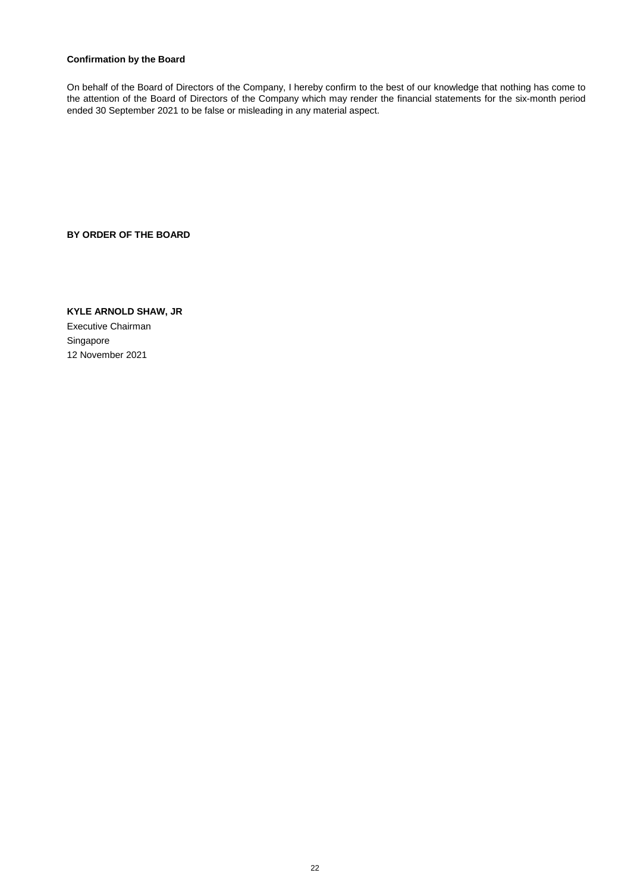**Confirmation by the Board**

On behalf of the Board of Directors of the Company, I hereby confirm to the best of our knowledge that nothing has come to the attention of the Board of Directors of the Company which may render the financial statements for the six-month period ended 30 September 2021 to be false or misleading in any material aspect.

**BY ORDER OF THE BOARD**

**KYLE ARNOLD SHAW, JR**
Executive Chairman
Singapore
12 November 2021